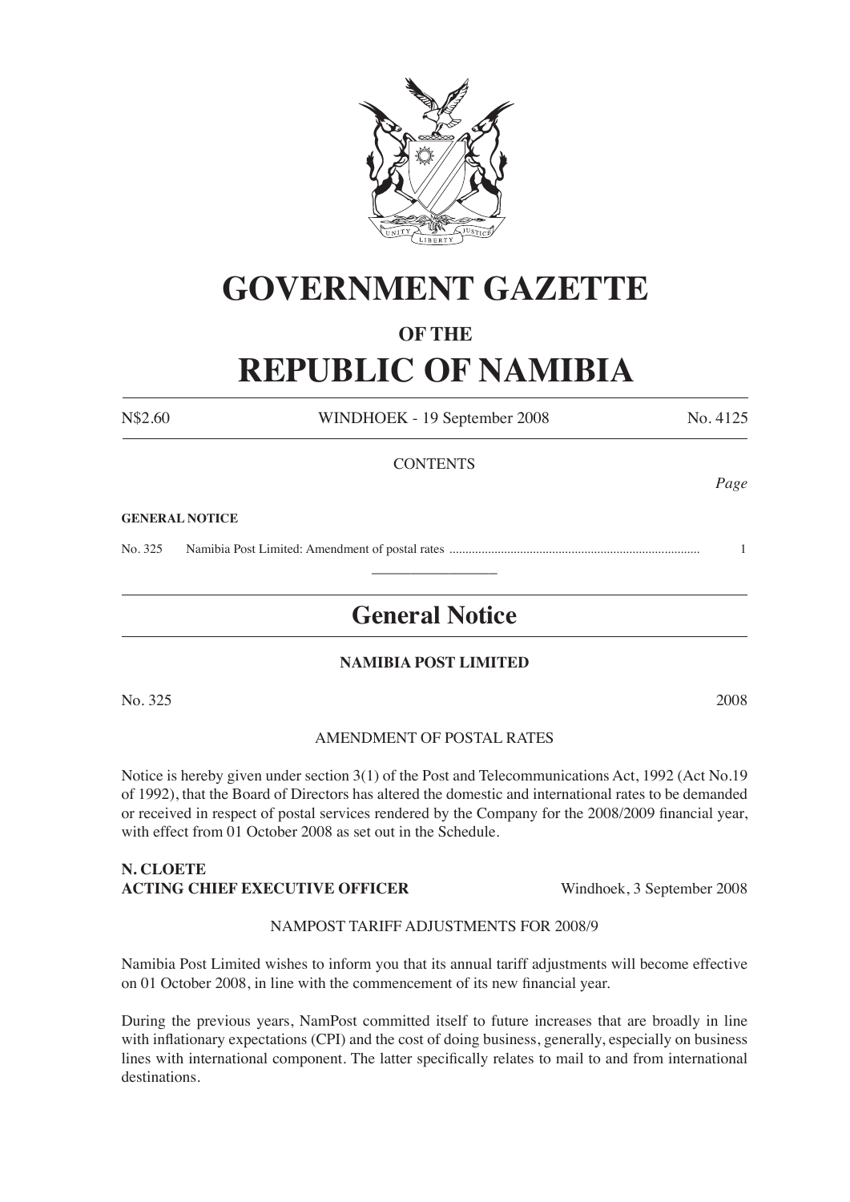# GOVERNMENT GAZETTE

## OF THE

# REPUBLIC OF NAMIBIA

N$2.60 WINDHOEK - 19 September 2008 No. 4125

CONTENTS

*Page*

**GENERAL NOTICE**

No. 325 Namibia Post Limited: Amendment of postal rates ........................................................................... 1

---

## General Notice

**NAMIBIA POST LIMITED**

No. 325 2008

AMENDMENT OF POSTAL RATES

Notice is hereby given under section 3(1) of the Post and Telecommunications Act, 1992 (Act No.19 of 1992), that the Board of Directors has altered the domestic and international rates to be demanded or received in respect of postal services rendered by the Company for the 2008/2009 financial year, with effect from 01 October 2008 as set out in the Schedule.

**N. CLOETE**
**ACTING CHIEF EXECUTIVE OFFICER** Windhoek, 3 September 2008

NAMPOST TARIFF ADJUSTMENTS FOR 2008/9

Namibia Post Limited wishes to inform you that its annual tariff adjustments will become effective on 01 October 2008, in line with the commencement of its new financial year.

During the previous years, NamPost committed itself to future increases that are broadly in line with inflationary expectations (CPI) and the cost of doing business, generally, especially on business lines with international component. The latter specifically relates to mail to and from international destinations.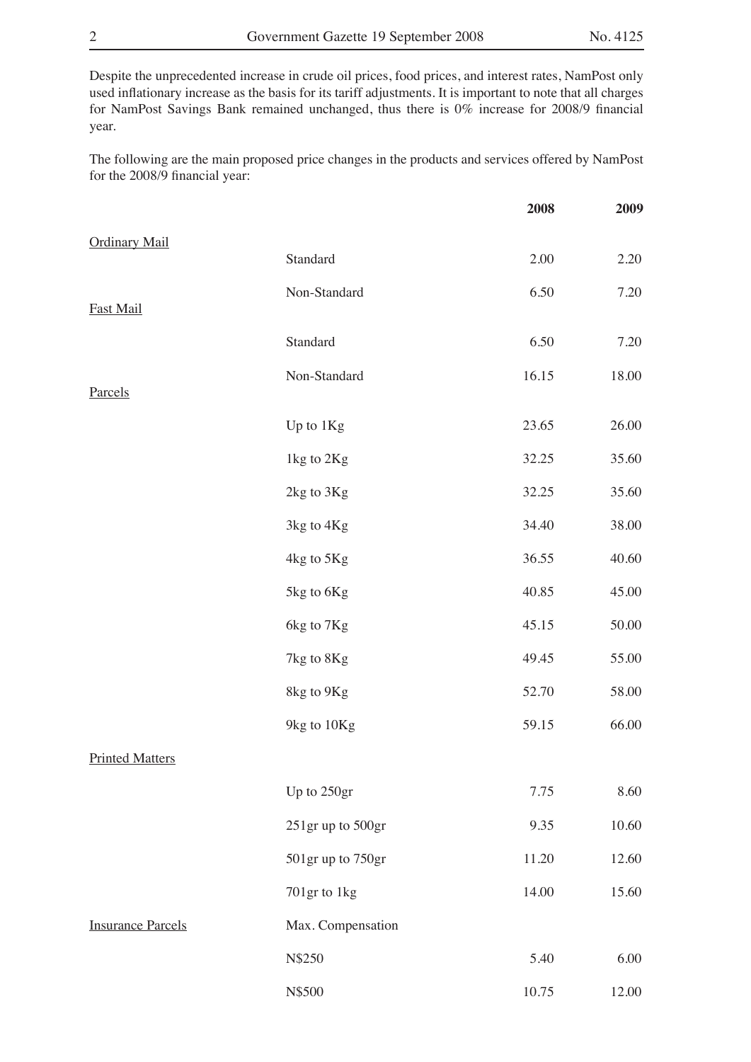Despite the unprecedented increase in crude oil prices, food prices, and interest rates, NamPost only used inflationary increase as the basis for its tariff adjustments. It is important to note that all charges for NamPost Savings Bank remained unchanged, thus there is 0% increase for 2008/9 financial year.

The following are the main proposed price changes in the products and services offered by NamPost for the 2008/9 financial year:

| | | **2008** | **2009** |
|---|---|---|---|
| Ordinary Mail | | | |
| | Standard | 2.00 | 2.20 |
| | Non-Standard | 6.50 | 7.20 |
| Fast Mail | | | |
| | Standard | 6.50 | 7.20 |
| | Non-Standard | 16.15 | 18.00 |
| Parcels | | | |
| | Up to 1Kg | 23.65 | 26.00 |
| | 1kg to 2Kg | 32.25 | 35.60 |
| | 2kg to 3Kg | 32.25 | 35.60 |
| | 3kg to 4Kg | 34.40 | 38.00 |
| | 4kg to 5Kg | 36.55 | 40.60 |
| | 5kg to 6Kg | 40.85 | 45.00 |
| | 6kg to 7Kg | 45.15 | 50.00 |
| | 7kg to 8Kg | 49.45 | 55.00 |
| | 8kg to 9Kg | 52.70 | 58.00 |
| | 9kg to 10Kg | 59.15 | 66.00 |
| Printed Matters | | | |
| | Up to 250gr | 7.75 | 8.60 |
| | 251gr up to 500gr | 9.35 | 10.60 |
| | 501gr up to 750gr | 11.20 | 12.60 |
| | 701gr to 1kg | 14.00 | 15.60 |
| Insurance Parcels | Max. Compensation | | |
| | N$250 | 5.40 | 6.00 |
| | N$500 | 10.75 | 12.00 |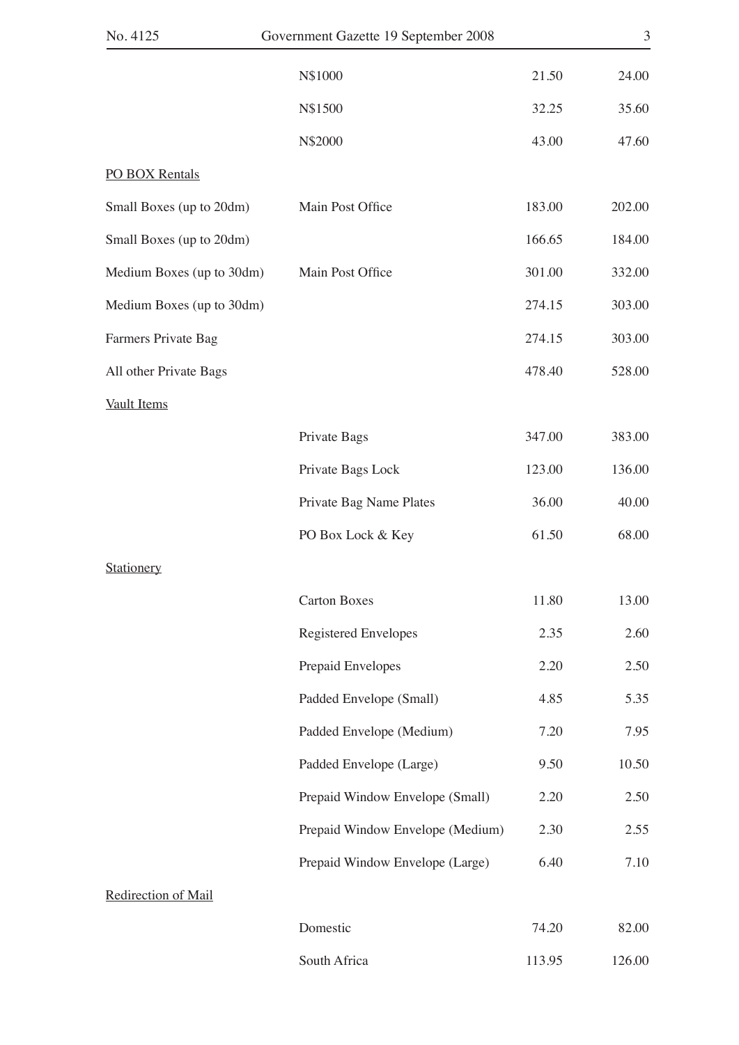| | | | |
|---|---|---|---|
| | N$1000 | 21.50 | 24.00 |
| | N$1500 | 32.25 | 35.60 |
| | N$2000 | 43.00 | 47.60 |
| <u>PO BOX Rentals</u> | | | |
| Small Boxes (up to 20dm) | Main Post Office | 183.00 | 202.00 |
| Small Boxes (up to 20dm) | | 166.65 | 184.00 |
| Medium Boxes (up to 30dm) | Main Post Office | 301.00 | 332.00 |
| Medium Boxes (up to 30dm) | | 274.15 | 303.00 |
| Farmers Private Bag | | 274.15 | 303.00 |
| All other Private Bags | | 478.40 | 528.00 |
| <u>Vault Items</u> | | | |
| | Private Bags | 347.00 | 383.00 |
| | Private Bags Lock | 123.00 | 136.00 |
| | Private Bag Name Plates | 36.00 | 40.00 |
| | PO Box Lock & Key | 61.50 | 68.00 |
| <u>Stationery</u> | | | |
| | Carton Boxes | 11.80 | 13.00 |
| | Registered Envelopes | 2.35 | 2.60 |
| | Prepaid Envelopes | 2.20 | 2.50 |
| | Padded Envelope (Small) | 4.85 | 5.35 |
| | Padded Envelope (Medium) | 7.20 | 7.95 |
| | Padded Envelope (Large) | 9.50 | 10.50 |
| | Prepaid Window Envelope (Small) | 2.20 | 2.50 |
| | Prepaid Window Envelope (Medium) | 2.30 | 2.55 |
| | Prepaid Window Envelope (Large) | 6.40 | 7.10 |
| <u>Redirection of Mail</u> | | | |
| | Domestic | 74.20 | 82.00 |
| | South Africa | 113.95 | 126.00 |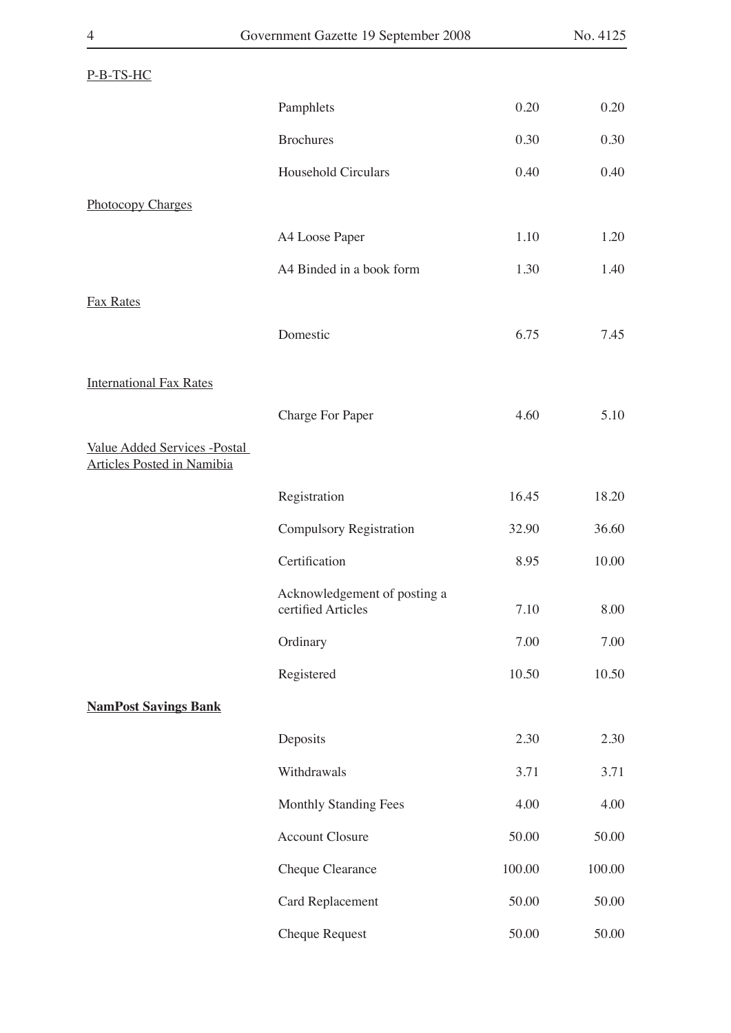| | | | |
|---|---|---|---|
| P-B-TS-HC | | | |
| | Pamphlets | 0.20 | 0.20 |
| | Brochures | 0.30 | 0.30 |
| | Household Circulars | 0.40 | 0.40 |
| Photocopy Charges | | | |
| | A4 Loose Paper | 1.10 | 1.20 |
| | A4 Binded in a book form | 1.30 | 1.40 |
| Fax Rates | | | |
| | Domestic | 6.75 | 7.45 |
| International Fax Rates | | | |
| | Charge For Paper | 4.60 | 5.10 |
| Value Added Services -Postal Articles Posted in Namibia | | | |
| | Registration | 16.45 | 18.20 |
| | Compulsory Registration | 32.90 | 36.60 |
| | Certification | 8.95 | 10.00 |
| | Acknowledgement of posting a certified Articles | 7.10 | 8.00 |
| | Ordinary | 7.00 | 7.00 |
| | Registered | 10.50 | 10.50 |
| **NamPost Savings Bank** | | | |
| | Deposits | 2.30 | 2.30 |
| | Withdrawals | 3.71 | 3.71 |
| | Monthly Standing Fees | 4.00 | 4.00 |
| | Account Closure | 50.00 | 50.00 |
| | Cheque Clearance | 100.00 | 100.00 |
| | Card Replacement | 50.00 | 50.00 |
| | Cheque Request | 50.00 | 50.00 |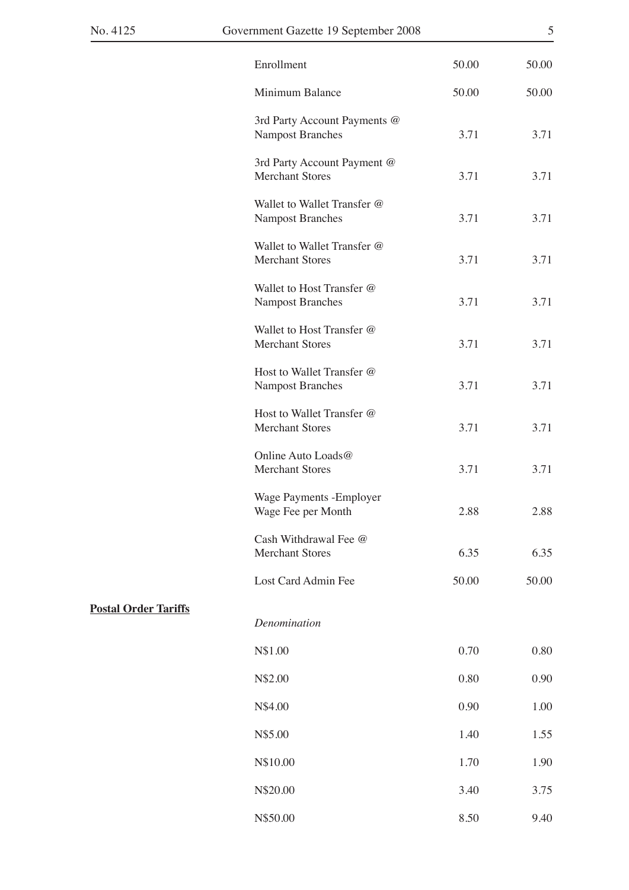| | | | |
|---|---|---|---|
| | Enrollment | 50.00 | 50.00 |
| | Minimum Balance | 50.00 | 50.00 |
| | 3rd Party Account Payments @ Nampost Branches | 3.71 | 3.71 |
| | 3rd Party Account Payment @ Merchant Stores | 3.71 | 3.71 |
| | Wallet to Wallet Transfer @ Nampost Branches | 3.71 | 3.71 |
| | Wallet to Wallet Transfer @ Merchant Stores | 3.71 | 3.71 |
| | Wallet to Host Transfer @ Nampost Branches | 3.71 | 3.71 |
| | Wallet to Host Transfer @ Merchant Stores | 3.71 | 3.71 |
| | Host to Wallet Transfer @ Nampost Branches | 3.71 | 3.71 |
| | Host to Wallet Transfer @ Merchant Stores | 3.71 | 3.71 |
| | Online Auto Loads@ Merchant Stores | 3.71 | 3.71 |
| | Wage Payments -Employer Wage Fee per Month | 2.88 | 2.88 |
| | Cash Withdrawal Fee @ Merchant Stores | 6.35 | 6.35 |
| | Lost Card Admin Fee | 50.00 | 50.00 |
| **Postal Order Tariffs** | *Denomination* | | |
| | N$1.00 | 0.70 | 0.80 |
| | N$2.00 | 0.80 | 0.90 |
| | N$4.00 | 0.90 | 1.00 |
| | N$5.00 | 1.40 | 1.55 |
| | N$10.00 | 1.70 | 1.90 |
| | N$20.00 | 3.40 | 3.75 |
| | N$50.00 | 8.50 | 9.40 |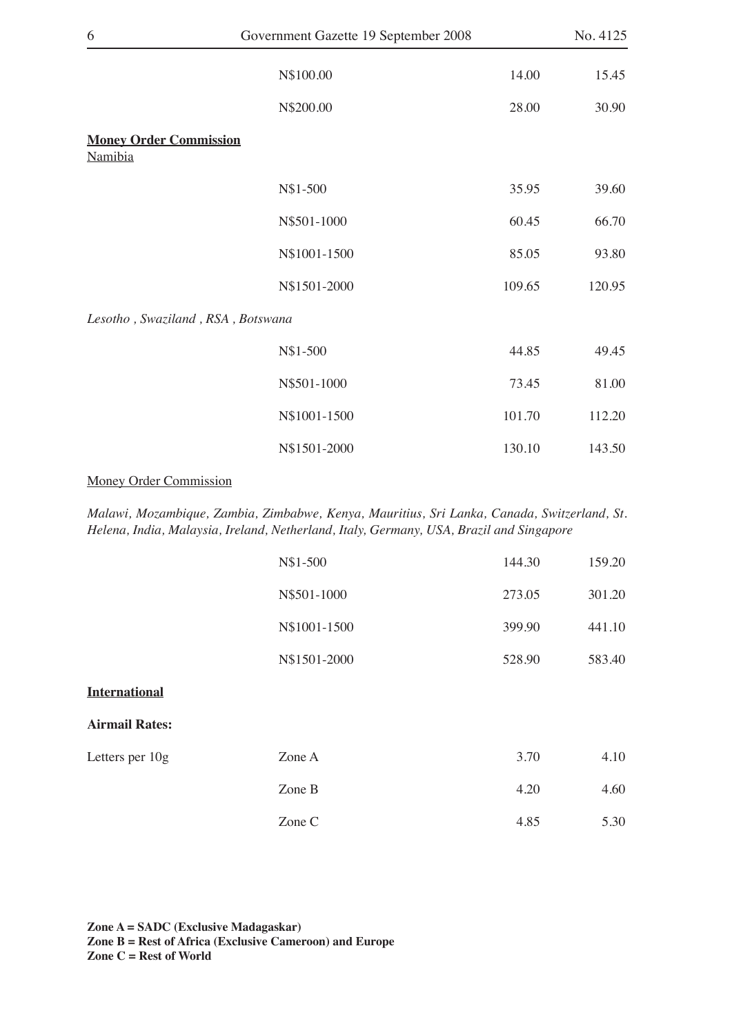| | | | |
|---|---|---|---|
| | N$100.00 | 14.00 | 15.45 |
| | N$200.00 | 28.00 | 30.90 |

**<u>Money Order Commission</u>**

<u>Namibia</u>

| | | | |
|---|---|---|---|
| | N$1-500 | 35.95 | 39.60 |
| | N$501-1000 | 60.45 | 66.70 |
| | N$1001-1500 | 85.05 | 93.80 |
| | N$1501-2000 | 109.65 | 120.95 |

*Lesotho , Swaziland , RSA , Botswana*

| | | | |
|---|---|---|---|
| | N$1-500 | 44.85 | 49.45 |
| | N$501-1000 | 73.45 | 81.00 |
| | N$1001-1500 | 101.70 | 112.20 |
| | N$1501-2000 | 130.10 | 143.50 |

<u>Money Order Commission</u>

*Malawi, Mozambique, Zambia, Zimbabwe, Kenya, Mauritius, Sri Lanka, Canada, Switzerland, St. Helena, India, Malaysia, Ireland, Netherland, Italy, Germany, USA, Brazil and Singapore*

| | | | |
|---|---|---|---|
| | N$1-500 | 144.30 | 159.20 |
| | N$501-1000 | 273.05 | 301.20 |
| | N$1001-1500 | 399.90 | 441.10 |
| | N$1501-2000 | 528.90 | 583.40 |

**<u>International</u>**

**Airmail Rates:**

| | | | |
|---|---|---|---|
| Letters per 10g | Zone A | 3.70 | 4.10 |
| | Zone B | 4.20 | 4.60 |
| | Zone C | 4.85 | 5.30 |

**Zone A = SADC (Exclusive Madagaskar)**
**Zone B = Rest of Africa (Exclusive Cameroon) and Europe**
**Zone C = Rest of World**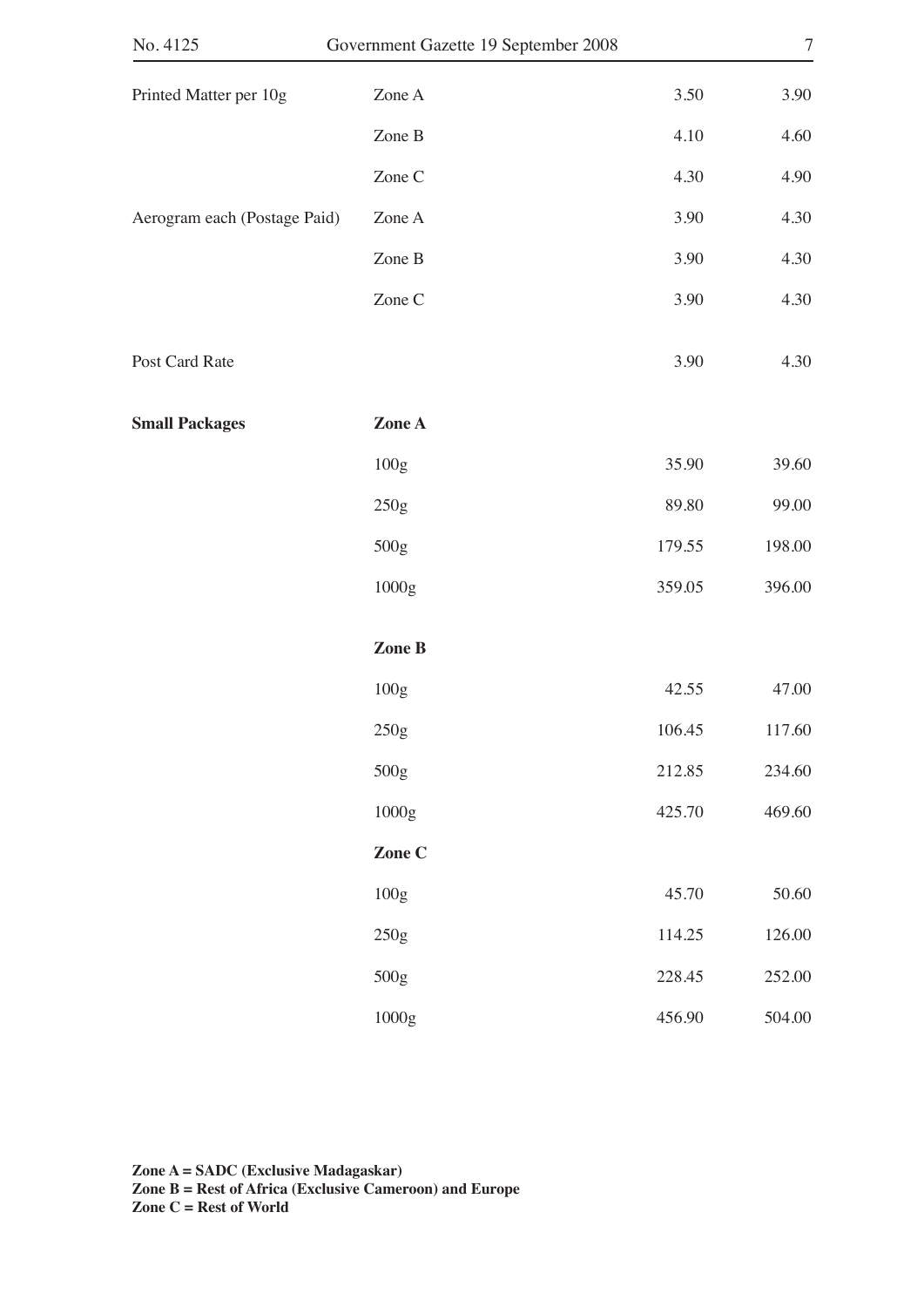| | | | |
|---|---|---|---|
| Printed Matter per 10g | Zone A | 3.50 | 3.90 |
| | Zone B | 4.10 | 4.60 |
| | Zone C | 4.30 | 4.90 |
| Aerogram each (Postage Paid) | Zone A | 3.90 | 4.30 |
| | Zone B | 3.90 | 4.30 |
| | Zone C | 3.90 | 4.30 |
| Post Card Rate | | 3.90 | 4.30 |
| **Small Packages** | **Zone A** | | |
| | 100g | 35.90 | 39.60 |
| | 250g | 89.80 | 99.00 |
| | 500g | 179.55 | 198.00 |
| | 1000g | 359.05 | 396.00 |
| | **Zone B** | | |
| | 100g | 42.55 | 47.00 |
| | 250g | 106.45 | 117.60 |
| | 500g | 212.85 | 234.60 |
| | 1000g | 425.70 | 469.60 |
| | **Zone C** | | |
| | 100g | 45.70 | 50.60 |
| | 250g | 114.25 | 126.00 |
| | 500g | 228.45 | 252.00 |
| | 1000g | 456.90 | 504.00 |

**Zone A = SADC (Exclusive Madagaskar)**
**Zone B = Rest of Africa (Exclusive Cameroon) and Europe**
**Zone C = Rest of World**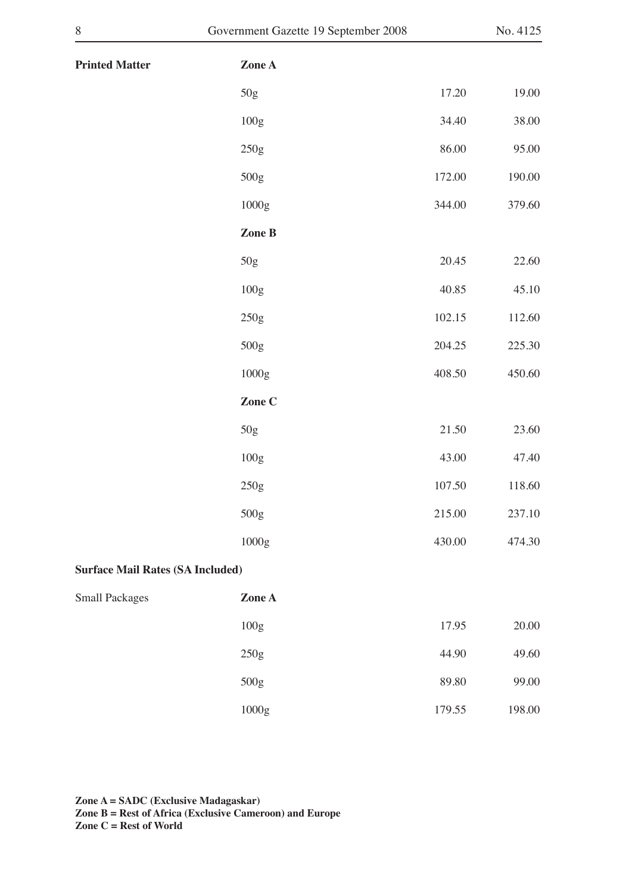| Printed Matter | Zone A | | |
|---|---|---|---|
| | 50g | 17.20 | 19.00 |
| | 100g | 34.40 | 38.00 |
| | 250g | 86.00 | 95.00 |
| | 500g | 172.00 | 190.00 |
| | 1000g | 344.00 | 379.60 |
| | **Zone B** | | |
| | 50g | 20.45 | 22.60 |
| | 100g | 40.85 | 45.10 |
| | 250g | 102.15 | 112.60 |
| | 500g | 204.25 | 225.30 |
| | 1000g | 408.50 | 450.60 |
| | **Zone C** | | |
| | 50g | 21.50 | 23.60 |
| | 100g | 43.00 | 47.40 |
| | 250g | 107.50 | 118.60 |
| | 500g | 215.00 | 237.10 |
| | 1000g | 430.00 | 474.30 |

**Surface Mail Rates (SA Included)**

| Small Packages | Zone A | | |
|---|---|---|---|
| | 100g | 17.95 | 20.00 |
| | 250g | 44.90 | 49.60 |
| | 500g | 89.80 | 99.00 |
| | 1000g | 179.55 | 198.00 |

**Zone A = SADC (Exclusive Madagaskar)**
**Zone B = Rest of Africa (Exclusive Cameroon) and Europe**
**Zone C = Rest of World**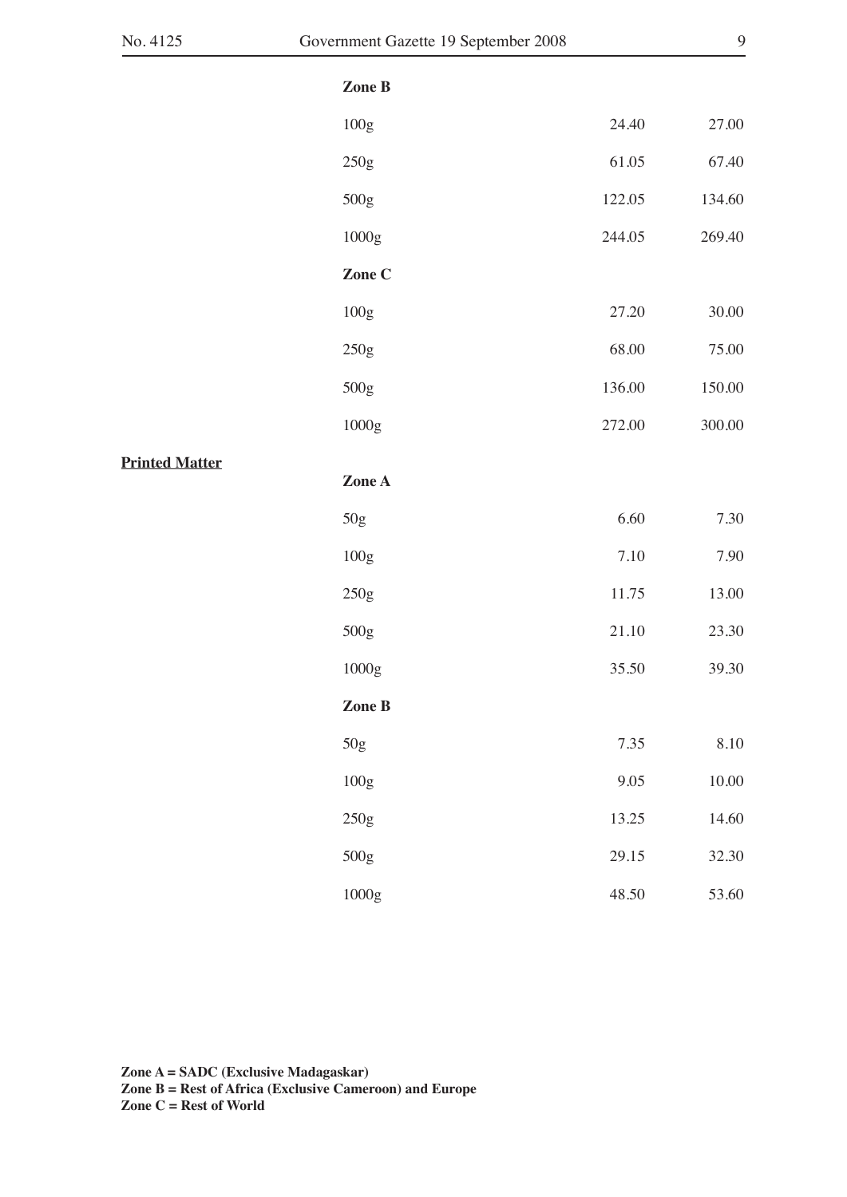| | | | |
|---|---|---|---|
| | **Zone B** | | |
| | 100g | 24.40 | 27.00 |
| | 250g | 61.05 | 67.40 |
| | 500g | 122.05 | 134.60 |
| | 1000g | 244.05 | 269.40 |
| | **Zone C** | | |
| | 100g | 27.20 | 30.00 |
| | 250g | 68.00 | 75.00 |
| | 500g | 136.00 | 150.00 |
| | 1000g | 272.00 | 300.00 |
| **<u>Printed Matter</u>** | **Zone A** | | |
| | 50g | 6.60 | 7.30 |
| | 100g | 7.10 | 7.90 |
| | 250g | 11.75 | 13.00 |
| | 500g | 21.10 | 23.30 |
| | 1000g | 35.50 | 39.30 |
| | **Zone B** | | |
| | 50g | 7.35 | 8.10 |
| | 100g | 9.05 | 10.00 |
| | 250g | 13.25 | 14.60 |
| | 500g | 29.15 | 32.30 |
| | 1000g | 48.50 | 53.60 |

**Zone A = SADC (Exclusive Madagaskar)**
**Zone B = Rest of Africa (Exclusive Cameroon) and Europe**
**Zone C = Rest of World**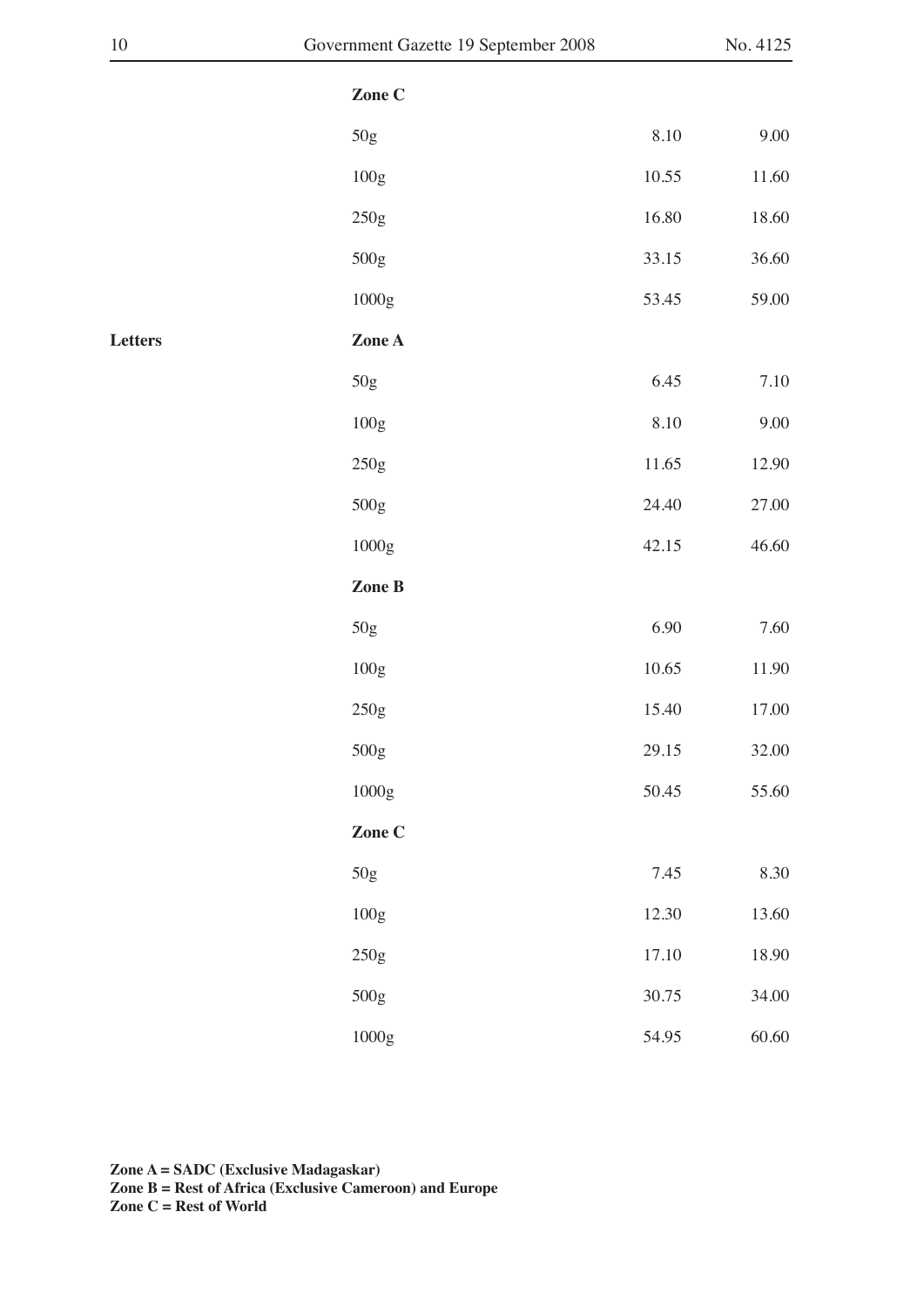| | | | |
|---|---|---|---|
| | **Zone C** | | |
| | 50g | 8.10 | 9.00 |
| | 100g | 10.55 | 11.60 |
| | 250g | 16.80 | 18.60 |
| | 500g | 33.15 | 36.60 |
| | 1000g | 53.45 | 59.00 |
| **Letters** | **Zone A** | | |
| | 50g | 6.45 | 7.10 |
| | 100g | 8.10 | 9.00 |
| | 250g | 11.65 | 12.90 |
| | 500g | 24.40 | 27.00 |
| | 1000g | 42.15 | 46.60 |
| | **Zone B** | | |
| | 50g | 6.90 | 7.60 |
| | 100g | 10.65 | 11.90 |
| | 250g | 15.40 | 17.00 |
| | 500g | 29.15 | 32.00 |
| | 1000g | 50.45 | 55.60 |
| | **Zone C** | | |
| | 50g | 7.45 | 8.30 |
| | 100g | 12.30 | 13.60 |
| | 250g | 17.10 | 18.90 |
| | 500g | 30.75 | 34.00 |
| | 1000g | 54.95 | 60.60 |

**Zone A = SADC (Exclusive Madagaskar)**
**Zone B = Rest of Africa (Exclusive Cameroon) and Europe**
**Zone C = Rest of World**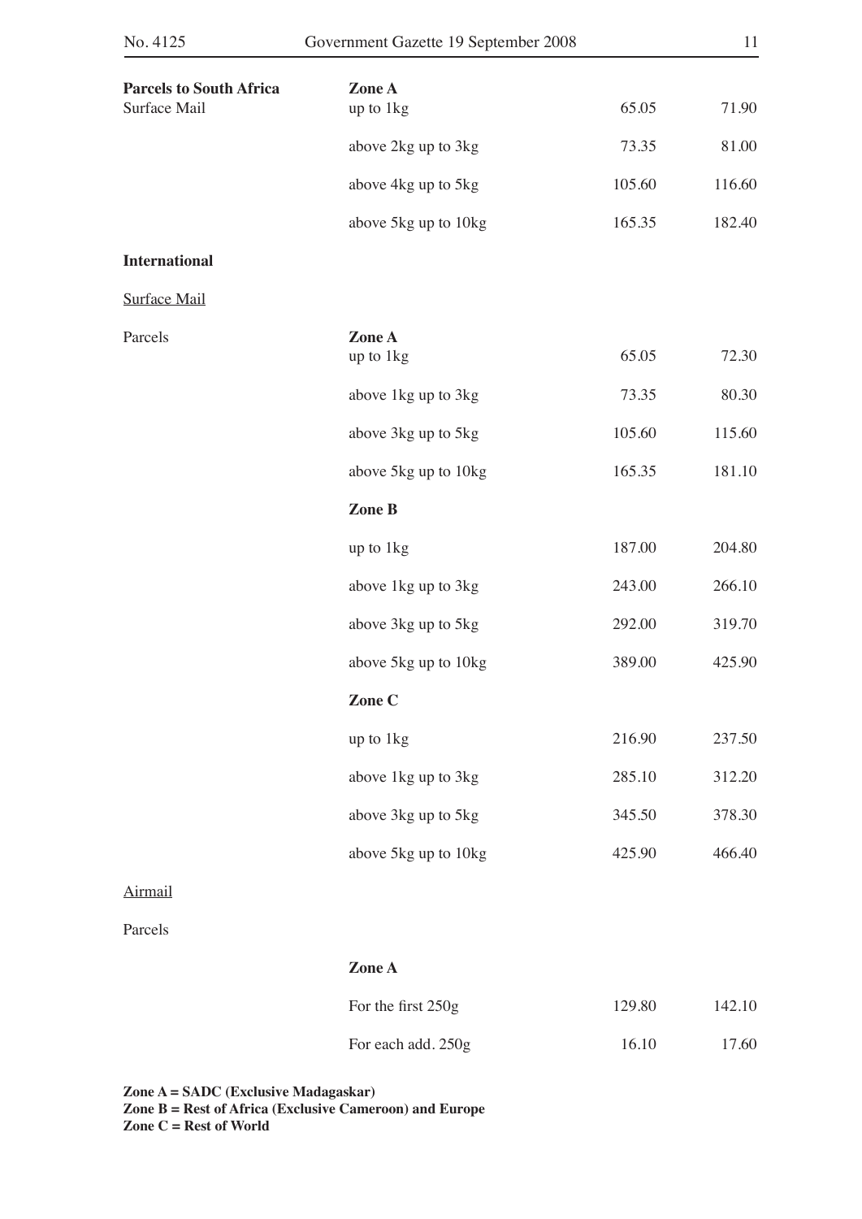| | | | |
|---|---|---|---|
| **Parcels to South Africa** | **Zone A** | | |
| Surface Mail | up to 1kg | 65.05 | 71.90 |
| | above 2kg up to 3kg | 73.35 | 81.00 |
| | above 4kg up to 5kg | 105.60 | 116.60 |
| | above 5kg up to 10kg | 165.35 | 182.40 |
| **International** | | | |
| Surface Mail | | | |
| Parcels | **Zone A** | | |
| | up to 1kg | 65.05 | 72.30 |
| | above 1kg up to 3kg | 73.35 | 80.30 |
| | above 3kg up to 5kg | 105.60 | 115.60 |
| | above 5kg up to 10kg | 165.35 | 181.10 |
| | **Zone B** | | |
| | up to 1kg | 187.00 | 204.80 |
| | above 1kg up to 3kg | 243.00 | 266.10 |
| | above 3kg up to 5kg | 292.00 | 319.70 |
| | above 5kg up to 10kg | 389.00 | 425.90 |
| | **Zone C** | | |
| | up to 1kg | 216.90 | 237.50 |
| | above 1kg up to 3kg | 285.10 | 312.20 |
| | above 3kg up to 5kg | 345.50 | 378.30 |
| | above 5kg up to 10kg | 425.90 | 466.40 |
| Airmail | | | |
| Parcels | | | |
| | **Zone A** | | |
| | For the first 250g | 129.80 | 142.10 |
| | For each add. 250g | 16.10 | 17.60 |

**Zone A = SADC (Exclusive Madagaskar)**
**Zone B = Rest of Africa (Exclusive Cameroon) and Europe**
**Zone C = Rest of World**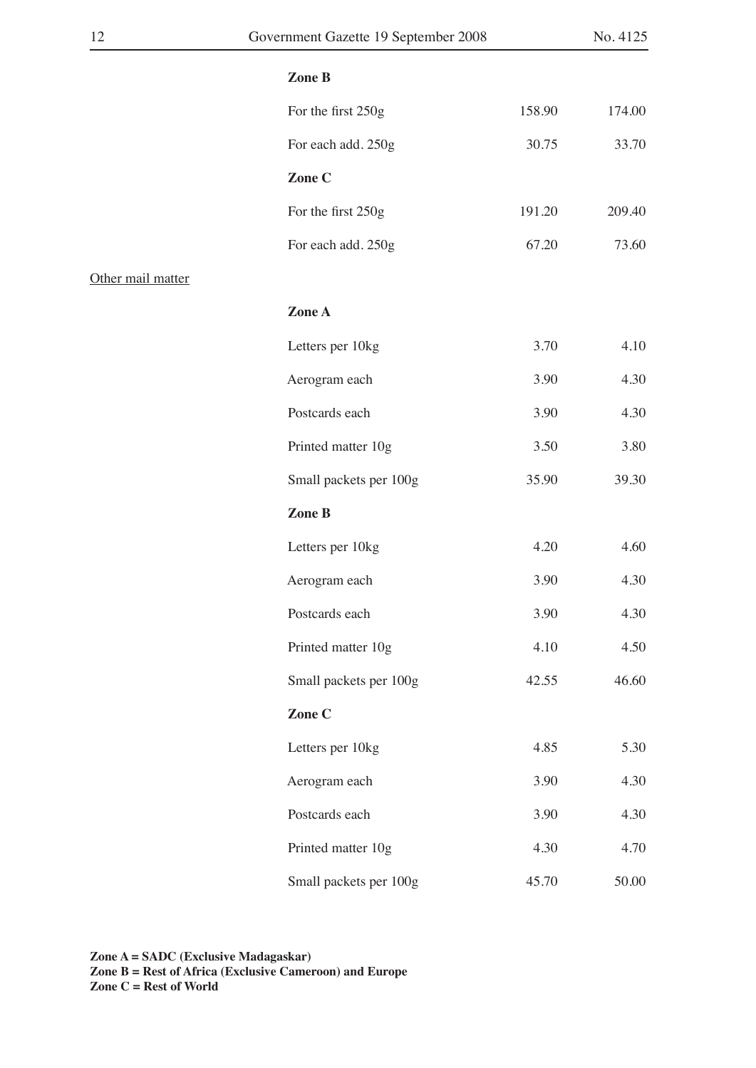| | | | |
|---|---|---|---|
| | **Zone B** | | |
| | For the first 250g | 158.90 | 174.00 |
| | For each add. 250g | 30.75 | 33.70 |
| | **Zone C** | | |
| | For the first 250g | 191.20 | 209.40 |
| | For each add. 250g | 67.20 | 73.60 |
| Other mail matter | | | |
| | **Zone A** | | |
| | Letters per 10kg | 3.70 | 4.10 |
| | Aerogram each | 3.90 | 4.30 |
| | Postcards each | 3.90 | 4.30 |
| | Printed matter 10g | 3.50 | 3.80 |
| | Small packets per 100g | 35.90 | 39.30 |
| | **Zone B** | | |
| | Letters per 10kg | 4.20 | 4.60 |
| | Aerogram each | 3.90 | 4.30 |
| | Postcards each | 3.90 | 4.30 |
| | Printed matter 10g | 4.10 | 4.50 |
| | Small packets per 100g | 42.55 | 46.60 |
| | **Zone C** | | |
| | Letters per 10kg | 4.85 | 5.30 |
| | Aerogram each | 3.90 | 4.30 |
| | Postcards each | 3.90 | 4.30 |
| | Printed matter 10g | 4.30 | 4.70 |
| | Small packets per 100g | 45.70 | 50.00 |

**Zone A = SADC (Exclusive Madagaskar)**
**Zone B = Rest of Africa (Exclusive Cameroon) and Europe**
**Zone C = Rest of World**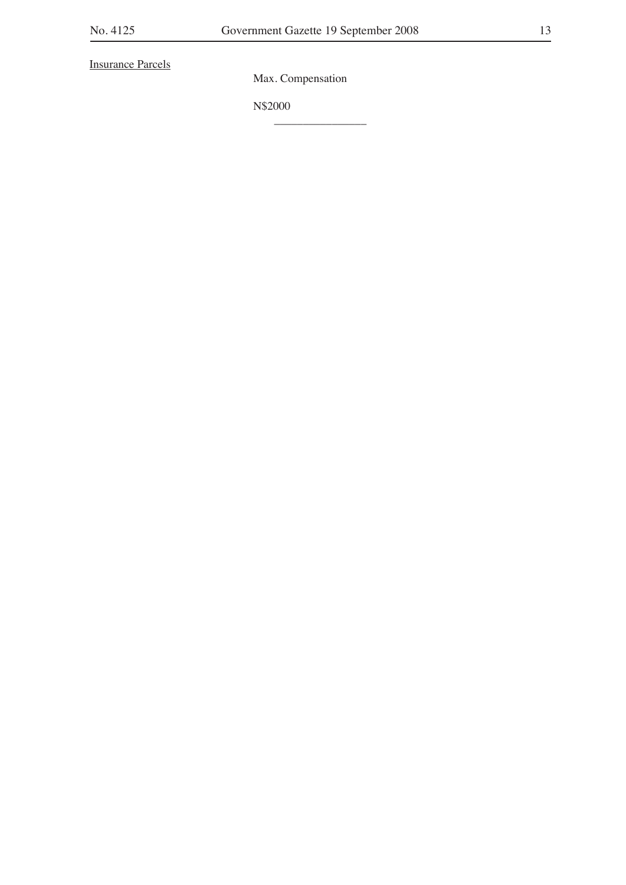<u>Insurance Parcels</u>

| | |
| --- | --- |
| | Max. Compensation |
| | N$2000 |

________________